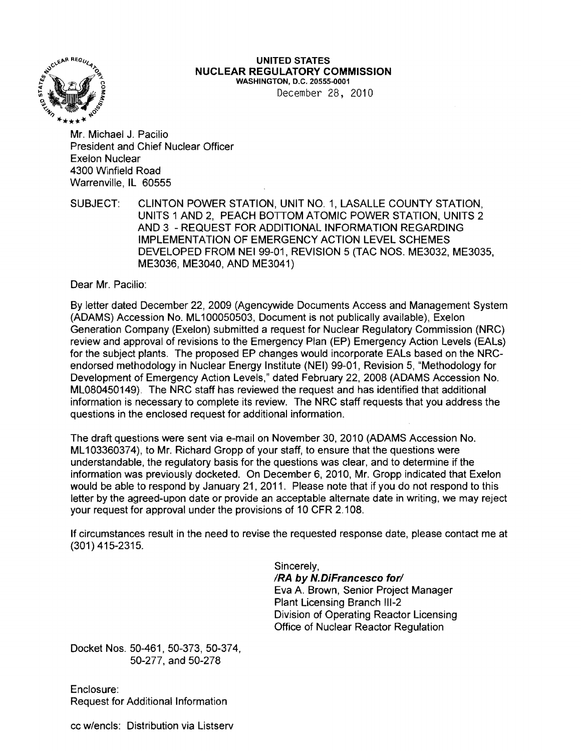**UNITED STATES**
**NUCLEAR REGULATORY COMMISSION**
**WASHINGTON, D.C. 20555-0001**

December 28, 2010

Mr. Michael J. Pacilio
President and Chief Nuclear Officer
Exelon Nuclear
4300 Winfield Road
Warrenville, IL 60555

SUBJECT: CLINTON POWER STATION, UNIT NO. 1, LASALLE COUNTY STATION, UNITS 1 AND 2, PEACH BOTTOM ATOMIC POWER STATION, UNITS 2 AND 3 - REQUEST FOR ADDITIONAL INFORMATION REGARDING IMPLEMENTATION OF EMERGENCY ACTION LEVEL SCHEMES DEVELOPED FROM NEI 99-01, REVISION 5 (TAC NOS. ME3032, ME3035, ME3036, ME3040, AND ME3041)

Dear Mr. Pacilio:

By letter dated December 22, 2009 (Agencywide Documents Access and Management System (ADAMS) Accession No. ML100050503, Document is not publically available), Exelon Generation Company (Exelon) submitted a request for Nuclear Regulatory Commission (NRC) review and approval of revisions to the Emergency Plan (EP) Emergency Action Levels (EALs) for the subject plants. The proposed EP changes would incorporate EALs based on the NRC-endorsed methodology in Nuclear Energy Institute (NEI) 99-01, Revision 5, "Methodology for Development of Emergency Action Levels," dated February 22, 2008 (ADAMS Accession No. ML080450149). The NRC staff has reviewed the request and has identified that additional information is necessary to complete its review. The NRC staff requests that you address the questions in the enclosed request for additional information.

The draft questions were sent via e-mail on November 30, 2010 (ADAMS Accession No. ML103360374), to Mr. Richard Gropp of your staff, to ensure that the questions were understandable, the regulatory basis for the questions was clear, and to determine if the information was previously docketed. On December 6, 2010, Mr. Gropp indicated that Exelon would be able to respond by January 21, 2011. Please note that if you do not respond to this letter by the agreed-upon date or provide an acceptable alternate date in writing, we may reject your request for approval under the provisions of 10 CFR 2.108.

If circumstances result in the need to revise the requested response date, please contact me at (301) 415-2315.

Sincerely,

***/RA by N.DiFrancesco for/***

Eva A. Brown, Senior Project Manager
Plant Licensing Branch III-2
Division of Operating Reactor Licensing
Office of Nuclear Reactor Regulation

Docket Nos. 50-461, 50-373, 50-374,
50-277, and 50-278

Enclosure:
Request for Additional Information

cc w/encls: Distribution via Listserv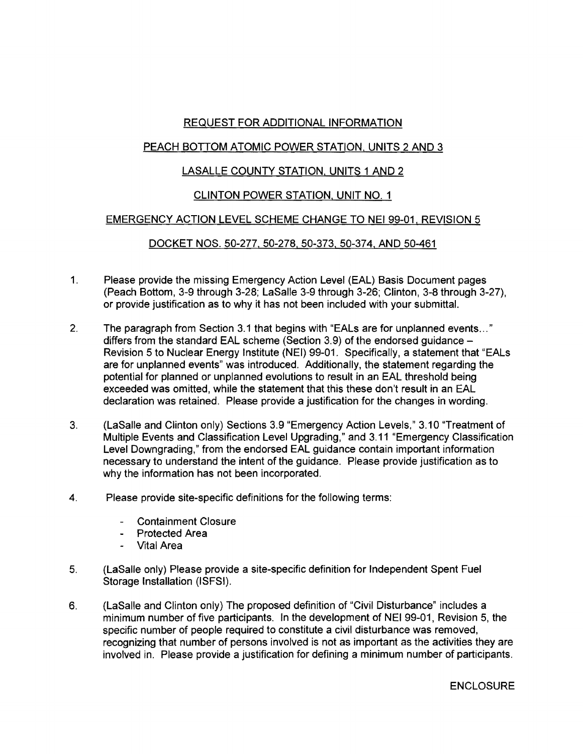# REQUEST FOR ADDITIONAL INFORMATION

## PEACH BOTTOM ATOMIC POWER STATION, UNITS 2 AND 3

## LASALLE COUNTY STATION, UNITS 1 AND 2

## CLINTON POWER STATION, UNIT NO. 1

## EMERGENCY ACTION LEVEL SCHEME CHANGE TO NEI 99-01, REVISION 5

## DOCKET NOS. 50-277, 50-278, 50-373, 50-374, AND 50-461

1. Please provide the missing Emergency Action Level (EAL) Basis Document pages (Peach Bottom, 3-9 through 3-28; LaSalle 3-9 through 3-26; Clinton, 3-8 through 3-27), or provide justification as to why it has not been included with your submittal.

2. The paragraph from Section 3.1 that begins with "EALs are for unplanned events..." differs from the standard EAL scheme (Section 3.9) of the endorsed guidance – Revision 5 to Nuclear Energy Institute (NEI) 99-01. Specifically, a statement that "EALs are for unplanned events" was introduced. Additionally, the statement regarding the potential for planned or unplanned evolutions to result in an EAL threshold being exceeded was omitted, while the statement that this these don't result in an EAL declaration was retained. Please provide a justification for the changes in wording.

3. (LaSalle and Clinton only) Sections 3.9 "Emergency Action Levels," 3.10 "Treatment of Multiple Events and Classification Level Upgrading," and 3.11 "Emergency Classification Level Downgrading," from the endorsed EAL guidance contain important information necessary to understand the intent of the guidance. Please provide justification as to why the information has not been incorporated.

4. Please provide site-specific definitions for the following terms:

   - Containment Closure
   - Protected Area
   - Vital Area

5. (LaSalle only) Please provide a site-specific definition for Independent Spent Fuel Storage Installation (ISFSI).

6. (LaSalle and Clinton only) The proposed definition of "Civil Disturbance" includes a minimum number of five participants. In the development of NEI 99-01, Revision 5, the specific number of people required to constitute a civil disturbance was removed, recognizing that number of persons involved is not as important as the activities they are involved in. Please provide a justification for defining a minimum number of participants.

ENCLOSURE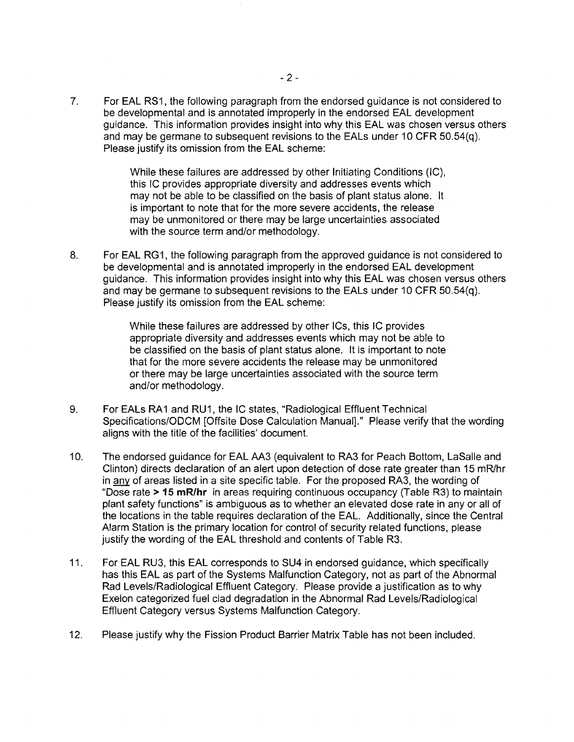7. For EAL RS1, the following paragraph from the endorsed guidance is not considered to be developmental and is annotated improperly in the endorsed EAL development guidance. This information provides insight into why this EAL was chosen versus others and may be germane to subsequent revisions to the EALs under 10 CFR 50.54(q). Please justify its omission from the EAL scheme:

   > While these failures are addressed by other Initiating Conditions (IC), this IC provides appropriate diversity and addresses events which may not be able to be classified on the basis of plant status alone. It is important to note that for the more severe accidents, the release may be unmonitored or there may be large uncertainties associated with the source term and/or methodology.

8. For EAL RG1, the following paragraph from the approved guidance is not considered to be developmental and is annotated improperly in the endorsed EAL development guidance. This information provides insight into why this EAL was chosen versus others and may be germane to subsequent revisions to the EALs under 10 CFR 50.54(q). Please justify its omission from the EAL scheme:

   > While these failures are addressed by other ICs, this IC provides appropriate diversity and addresses events which may not be able to be classified on the basis of plant status alone. It is important to note that for the more severe accidents the release may be unmonitored or there may be large uncertainties associated with the source term and/or methodology.

9. For EALs RA1 and RU1, the IC states, "Radiological Effluent Technical Specifications/ODCM [Offsite Dose Calculation Manual]." Please verify that the wording aligns with the title of the facilities' document.

10. The endorsed guidance for EAL AA3 (equivalent to RA3 for Peach Bottom, LaSalle and Clinton) directs declaration of an alert upon detection of dose rate greater than 15 mR/hr in <u>any</u> of areas listed in a site specific table. For the proposed RA3, the wording of "Dose rate **> 15 mR/hr** in areas requiring continuous occupancy (Table R3) to maintain plant safety functions" is ambiguous as to whether an elevated dose rate in any or all of the locations in the table requires declaration of the EAL. Additionally, since the Central Alarm Station is the primary location for control of security related functions, please justify the wording of the EAL threshold and contents of Table R3.

11. For EAL RU3, this EAL corresponds to SU4 in endorsed guidance, which specifically has this EAL as part of the Systems Malfunction Category, not as part of the Abnormal Rad Levels/Radiological Effluent Category. Please provide a justification as to why Exelon categorized fuel clad degradation in the Abnormal Rad Levels/Radiological Effluent Category versus Systems Malfunction Category.

12. Please justify why the Fission Product Barrier Matrix Table has not been included.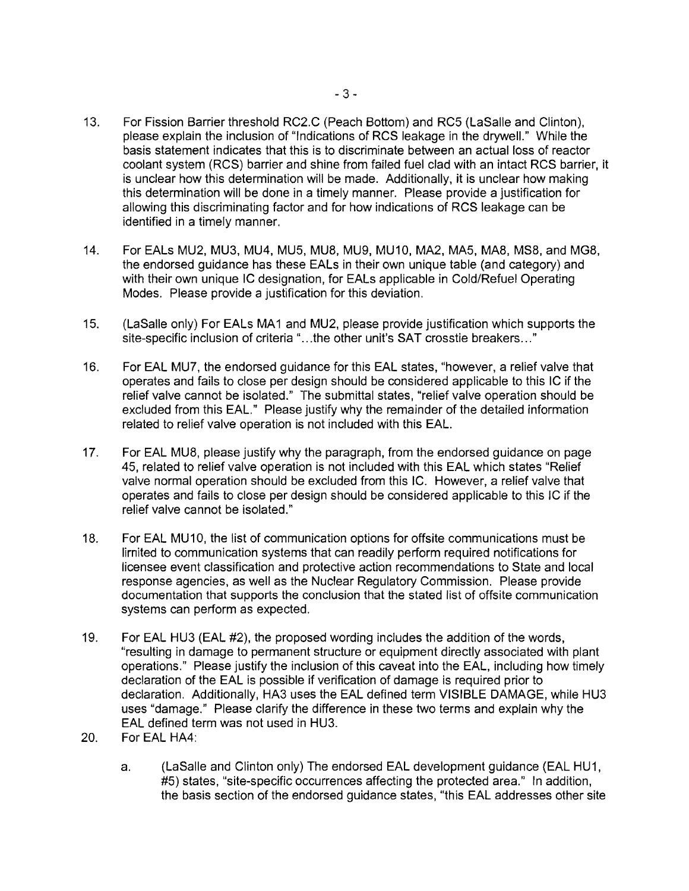13. For Fission Barrier threshold RC2.C (Peach Bottom) and RC5 (LaSalle and Clinton), please explain the inclusion of "Indications of RCS leakage in the drywell." While the basis statement indicates that this is to discriminate between an actual loss of reactor coolant system (RCS) barrier and shine from failed fuel clad with an intact RCS barrier, it is unclear how this determination will be made. Additionally, it is unclear how making this determination will be done in a timely manner. Please provide a justification for allowing this discriminating factor and for how indications of RCS leakage can be identified in a timely manner.

14. For EALs MU2, MU3, MU4, MU5, MU8, MU9, MU10, MA2, MA5, MA8, MS8, and MG8, the endorsed guidance has these EALs in their own unique table (and category) and with their own unique IC designation, for EALs applicable in Cold/Refuel Operating Modes. Please provide a justification for this deviation.

15. (LaSalle only) For EALs MA1 and MU2, please provide justification which supports the site-specific inclusion of criteria "...the other unit's SAT crosstie breakers..."

16. For EAL MU7, the endorsed guidance for this EAL states, "however, a relief valve that operates and fails to close per design should be considered applicable to this IC if the relief valve cannot be isolated." The submittal states, "relief valve operation should be excluded from this EAL." Please justify why the remainder of the detailed information related to relief valve operation is not included with this EAL.

17. For EAL MU8, please justify why the paragraph, from the endorsed guidance on page 45, related to relief valve operation is not included with this EAL which states "Relief valve normal operation should be excluded from this IC. However, a relief valve that operates and fails to close per design should be considered applicable to this IC if the relief valve cannot be isolated."

18. For EAL MU10, the list of communication options for offsite communications must be limited to communication systems that can readily perform required notifications for licensee event classification and protective action recommendations to State and local response agencies, as well as the Nuclear Regulatory Commission. Please provide documentation that supports the conclusion that the stated list of offsite communication systems can perform as expected.

19. For EAL HU3 (EAL #2), the proposed wording includes the addition of the words, "resulting in damage to permanent structure or equipment directly associated with plant operations." Please justify the inclusion of this caveat into the EAL, including how timely declaration of the EAL is possible if verification of damage is required prior to declaration. Additionally, HA3 uses the EAL defined term VISIBLE DAMAGE, while HU3 uses "damage." Please clarify the difference in these two terms and explain why the EAL defined term was not used in HU3.

20. For EAL HA4:

    a. (LaSalle and Clinton only) The endorsed EAL development guidance (EAL HU1, #5) states, "site-specific occurrences affecting the protected area." In addition, the basis section of the endorsed guidance states, "this EAL addresses other site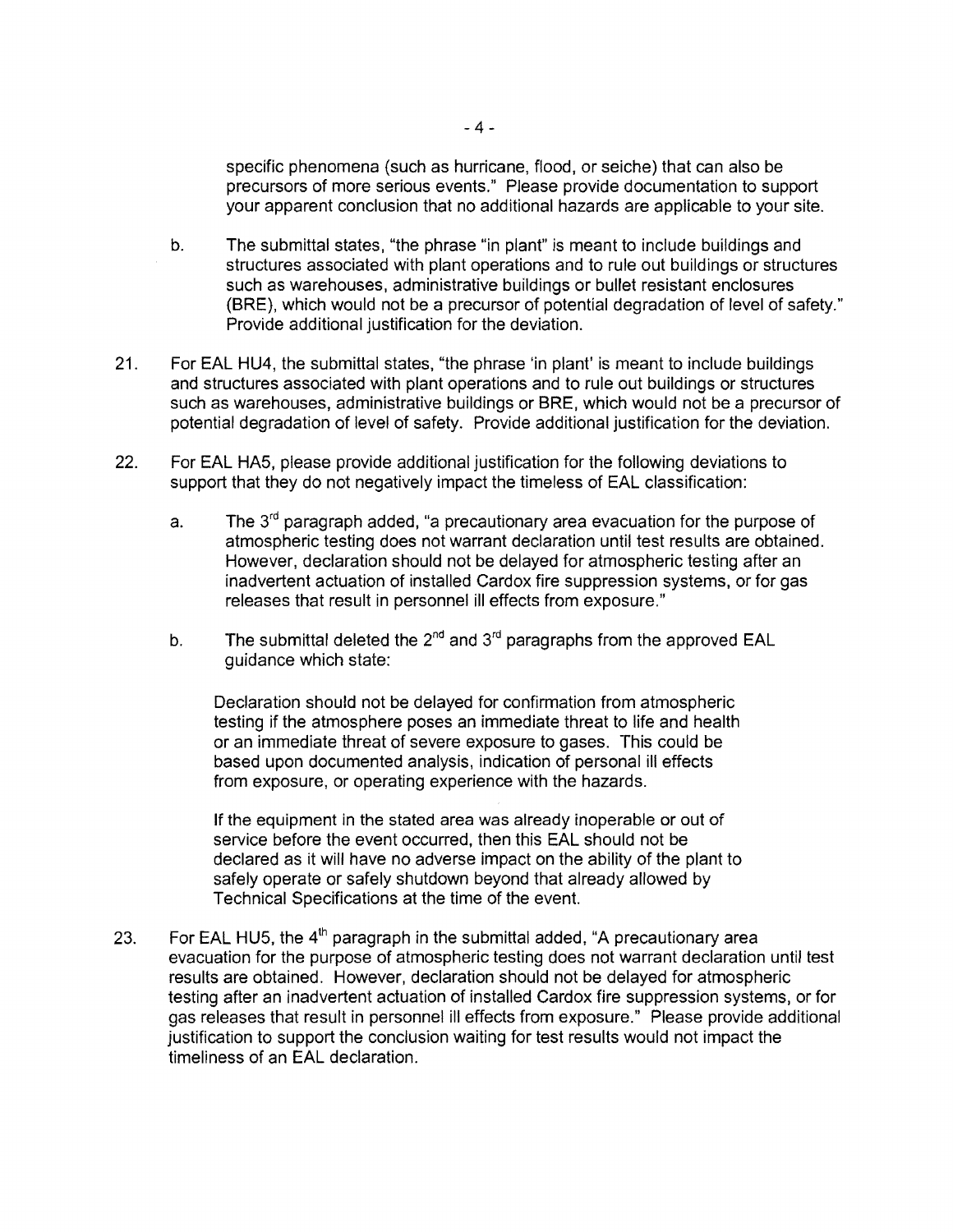specific phenomena (such as hurricane, flood, or seiche) that can also be precursors of more serious events." Please provide documentation to support your apparent conclusion that no additional hazards are applicable to your site.

b. The submittal states, "the phrase "in plant" is meant to include buildings and structures associated with plant operations and to rule out buildings or structures such as warehouses, administrative buildings or bullet resistant enclosures (BRE), which would not be a precursor of potential degradation of level of safety." Provide additional justification for the deviation.

21. For EAL HU4, the submittal states, "the phrase 'in plant' is meant to include buildings and structures associated with plant operations and to rule out buildings or structures such as warehouses, administrative buildings or BRE, which would not be a precursor of potential degradation of level of safety. Provide additional justification for the deviation.

22. For EAL HA5, please provide additional justification for the following deviations to support that they do not negatively impact the timeless of EAL classification:

    a. The 3rd paragraph added, "a precautionary area evacuation for the purpose of atmospheric testing does not warrant declaration until test results are obtained. However, declaration should not be delayed for atmospheric testing after an inadvertent actuation of installed Cardox fire suppression systems, or for gas releases that result in personnel ill effects from exposure."

    b. The submittal deleted the 2nd and 3rd paragraphs from the approved EAL guidance which state:

        Declaration should not be delayed for confirmation from atmospheric testing if the atmosphere poses an immediate threat to life and health or an immediate threat of severe exposure to gases. This could be based upon documented analysis, indication of personal ill effects from exposure, or operating experience with the hazards.

        If the equipment in the stated area was already inoperable or out of service before the event occurred, then this EAL should not be declared as it will have no adverse impact on the ability of the plant to safely operate or safely shutdown beyond that already allowed by Technical Specifications at the time of the event.

23. For EAL HU5, the 4th paragraph in the submittal added, "A precautionary area evacuation for the purpose of atmospheric testing does not warrant declaration until test results are obtained. However, declaration should not be delayed for atmospheric testing after an inadvertent actuation of installed Cardox fire suppression systems, or for gas releases that result in personnel ill effects from exposure." Please provide additional justification to support the conclusion waiting for test results would not impact the timeliness of an EAL declaration.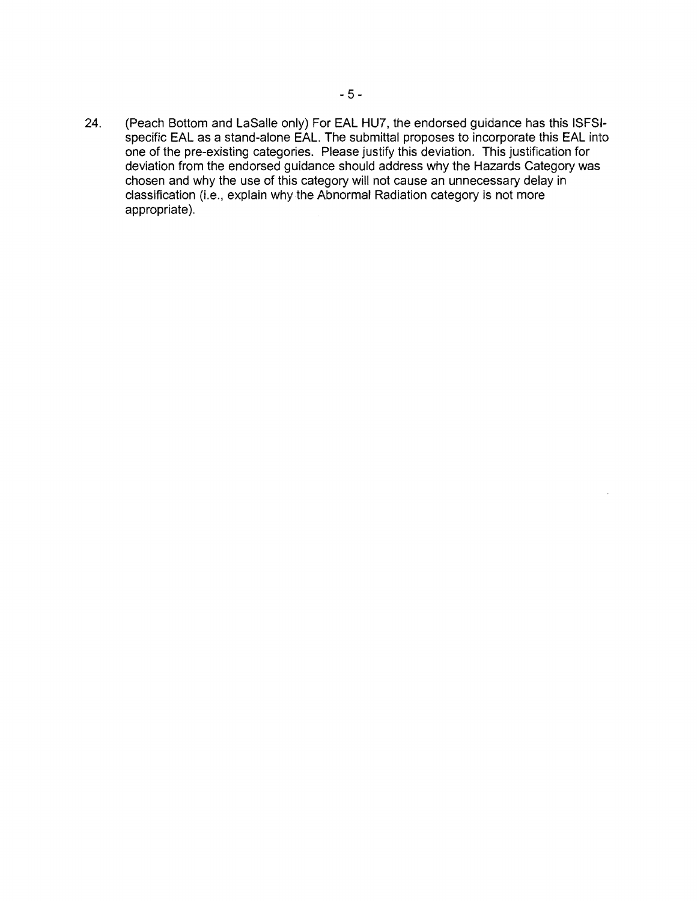24. (Peach Bottom and LaSalle only) For EAL HU7, the endorsed guidance has this ISFSI-specific EAL as a stand-alone EAL. The submittal proposes to incorporate this EAL into one of the pre-existing categories. Please justify this deviation. This justification for deviation from the endorsed guidance should address why the Hazards Category was chosen and why the use of this category will not cause an unnecessary delay in classification (i.e., explain why the Abnormal Radiation category is not more appropriate).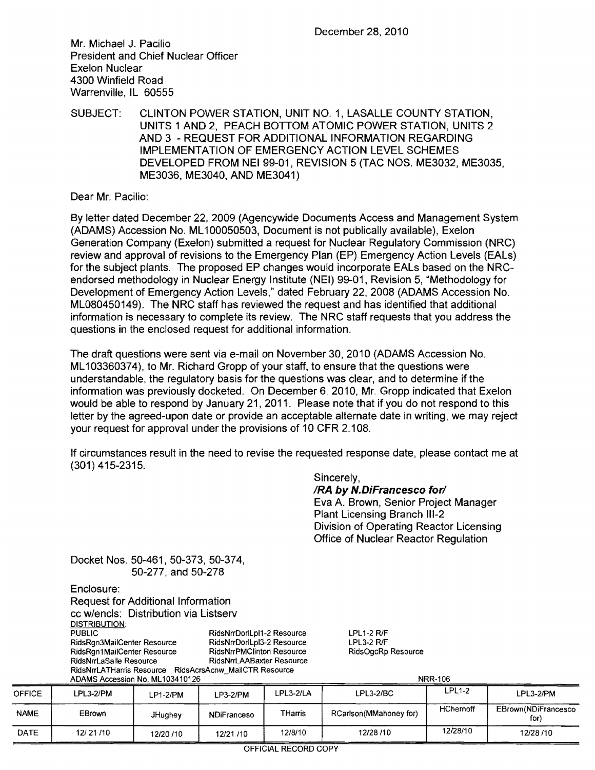December 28, 2010

Mr. Michael J. Pacilio
President and Chief Nuclear Officer
Exelon Nuclear
4300 Winfield Road
Warrenville, IL 60555

SUBJECT: CLINTON POWER STATION, UNIT NO. 1, LASALLE COUNTY STATION, UNITS 1 AND 2, PEACH BOTTOM ATOMIC POWER STATION, UNITS 2 AND 3 - REQUEST FOR ADDITIONAL INFORMATION REGARDING IMPLEMENTATION OF EMERGENCY ACTION LEVEL SCHEMES DEVELOPED FROM NEI 99-01, REVISION 5 (TAC NOS. ME3032, ME3035, ME3036, ME3040, AND ME3041)

Dear Mr. Pacilio:

By letter dated December 22, 2009 (Agencywide Documents Access and Management System (ADAMS) Accession No. ML100050503, Document is not publically available), Exelon Generation Company (Exelon) submitted a request for Nuclear Regulatory Commission (NRC) review and approval of revisions to the Emergency Plan (EP) Emergency Action Levels (EALs) for the subject plants. The proposed EP changes would incorporate EALs based on the NRC-endorsed methodology in Nuclear Energy Institute (NEI) 99-01, Revision 5, "Methodology for Development of Emergency Action Levels," dated February 22, 2008 (ADAMS Accession No. ML080450149). The NRC staff has reviewed the request and has identified that additional information is necessary to complete its review. The NRC staff requests that you address the questions in the enclosed request for additional information.

The draft questions were sent via e-mail on November 30, 2010 (ADAMS Accession No. ML103360374), to Mr. Richard Gropp of your staff, to ensure that the questions were understandable, the regulatory basis for the questions was clear, and to determine if the information was previously docketed. On December 6, 2010, Mr. Gropp indicated that Exelon would be able to respond by January 21, 2011. Please note that if you do not respond to this letter by the agreed-upon date or provide an acceptable alternate date in writing, we may reject your request for approval under the provisions of 10 CFR 2.108.

If circumstances result in the need to revise the requested response date, please contact me at (301) 415-2315.

Sincerely,

***/RA by N.DiFrancesco for/***

Eva A. Brown, Senior Project Manager
Plant Licensing Branch III-2
Division of Operating Reactor Licensing
Office of Nuclear Reactor Regulation

Docket Nos. 50-461, 50-373, 50-374, 50-277, and 50-278

Enclosure:
Request for Additional Information

cc w/encls: Distribution via Listserv

DISTRIBUTION:

| | | |
|---|---|---|
| PUBLIC | RidsNrrDorlLpl1-2 Resource | LPL1-2 R/F |
| RidsRgn3MailCenter Resource | RidsNrrDorlLpl3-2 Resource | LPL3-2 R/F |
| RidsRgn1MailCenter Resource | RidsNrrPMClinton Resource | RidsOgcRp Resource |
| RidsNrrLaSalle Resource | RidsNrrLAABaxter Resource | |
| RidsNrrLATHarris Resource | RidsAcrsAcnw_MailCTR Resource | |

ADAMS Accession No. ML103410126 NRR-106

| OFFICE | LPL3-2/PM | LP1-2/PM | LP3-2/PM | LPL3-2/LA | LPL3-2/BC | LPL1-2 | LPL3-2/PM |
|---|---|---|---|---|---|---|---|
| NAME | EBrown | JHughey | NDiFranceso | THarris | RCarlson(MMahoney for) | HChernoff | EBrown(NDiFrancesco for) |
| DATE | 12/21/10 | 12/20/10 | 12/21/10 | 12/8/10 | 12/28/10 | 12/28/10 | 12/28/10 |

OFFICIAL RECORD COPY